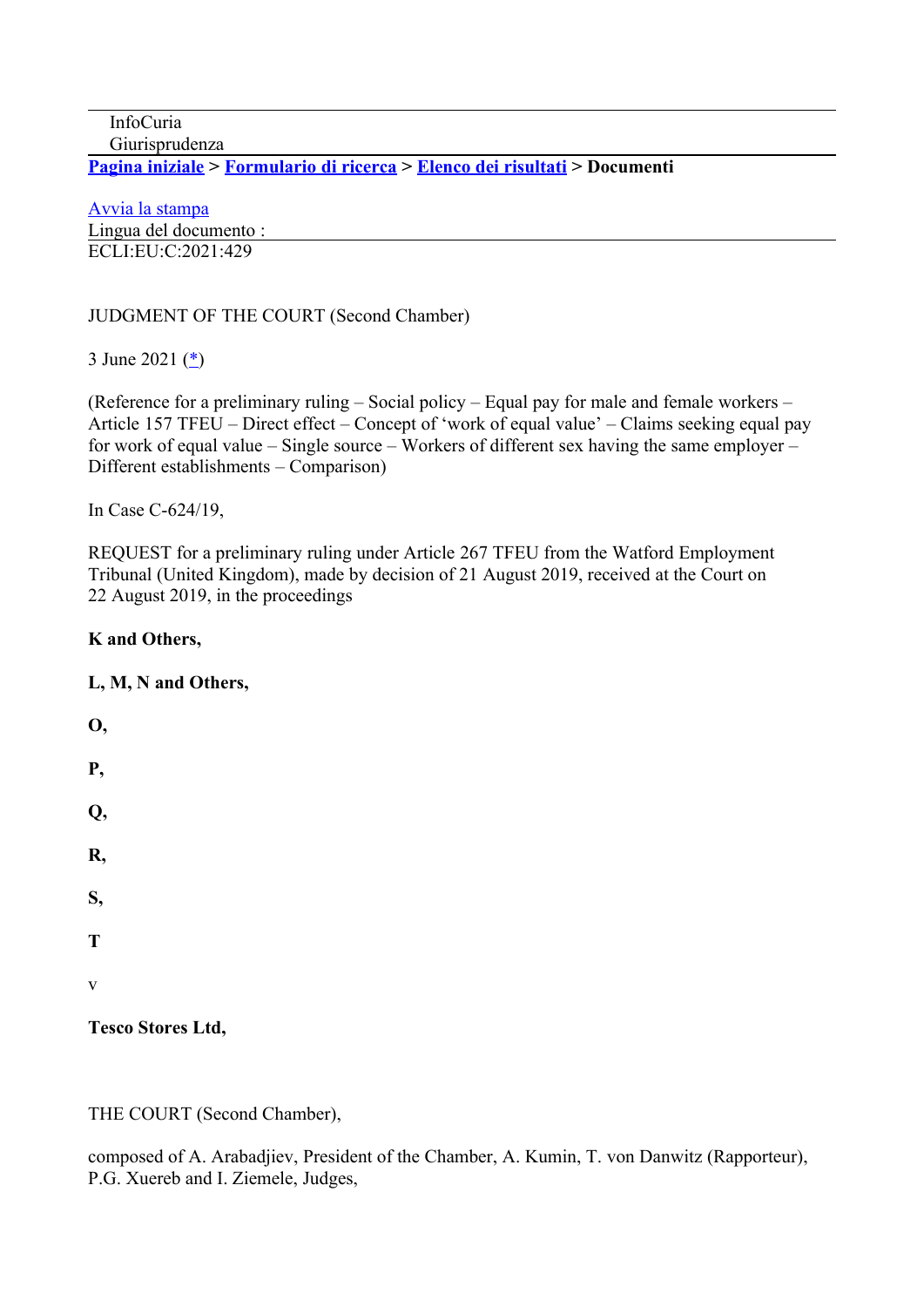InfoCuria
Giurisprudenza

**Pagina iniziale > Formulario di ricerca > Elenco dei risultati > Documenti**

Avvia la stampa

Lingua del documento :

ECLI:EU:C:2021:429

JUDGMENT OF THE COURT (Second Chamber)

3 June 2021 (*)

(Reference for a preliminary ruling – Social policy – Equal pay for male and female workers – Article 157 TFEU – Direct effect – Concept of 'work of equal value' – Claims seeking equal pay for work of equal value – Single source – Workers of different sex having the same employer – Different establishments – Comparison)

In Case C-624/19,

REQUEST for a preliminary ruling under Article 267 TFEU from the Watford Employment Tribunal (United Kingdom), made by decision of 21 August 2019, received at the Court on 22 August 2019, in the proceedings

**K and Others,**

**L, M, N and Others,**

**O,**

**P,**

**Q,**

**R,**

**S,**

**T**

v

**Tesco Stores Ltd,**

THE COURT (Second Chamber),

composed of A. Arabadjiev, President of the Chamber, A. Kumin, T. von Danwitz (Rapporteur), P.G. Xuereb and I. Ziemele, Judges,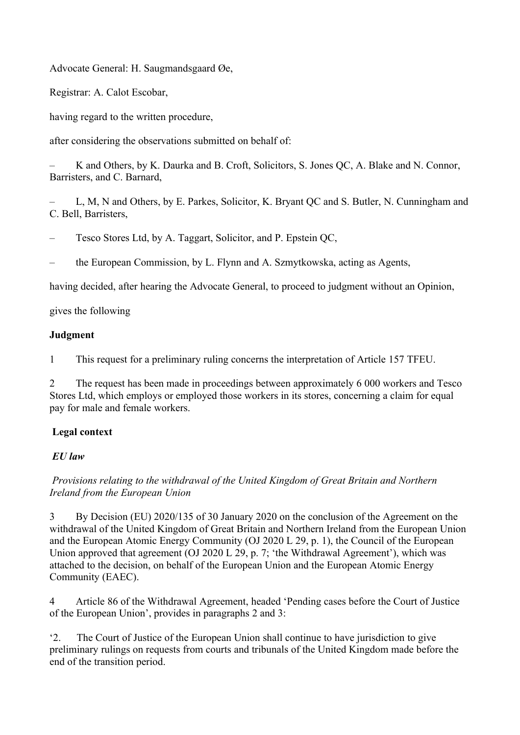Advocate General: H. Saugmandsgaard Øe,

Registrar: A. Calot Escobar,

having regard to the written procedure,

after considering the observations submitted on behalf of:

– K and Others, by K. Daurka and B. Croft, Solicitors, S. Jones QC, A. Blake and N. Connor, Barristers, and C. Barnard,

– L, M, N and Others, by E. Parkes, Solicitor, K. Bryant QC and S. Butler, N. Cunningham and C. Bell, Barristers,

– Tesco Stores Ltd, by A. Taggart, Solicitor, and P. Epstein QC,

– the European Commission, by L. Flynn and A. Szmytkowska, acting as Agents,

having decided, after hearing the Advocate General, to proceed to judgment without an Opinion,

gives the following

**Judgment**

1 This request for a preliminary ruling concerns the interpretation of Article 157 TFEU.

2 The request has been made in proceedings between approximately 6 000 workers and Tesco Stores Ltd, which employs or employed those workers in its stores, concerning a claim for equal pay for male and female workers.

**Legal context**

***EU law***

*Provisions relating to the withdrawal of the United Kingdom of Great Britain and Northern Ireland from the European Union*

3 By Decision (EU) 2020/135 of 30 January 2020 on the conclusion of the Agreement on the withdrawal of the United Kingdom of Great Britain and Northern Ireland from the European Union and the European Atomic Energy Community (OJ 2020 L 29, p. 1), the Council of the European Union approved that agreement (OJ 2020 L 29, p. 7; 'the Withdrawal Agreement'), which was attached to the decision, on behalf of the European Union and the European Atomic Energy Community (EAEC).

4 Article 86 of the Withdrawal Agreement, headed 'Pending cases before the Court of Justice of the European Union', provides in paragraphs 2 and 3:

'2. The Court of Justice of the European Union shall continue to have jurisdiction to give preliminary rulings on requests from courts and tribunals of the United Kingdom made before the end of the transition period.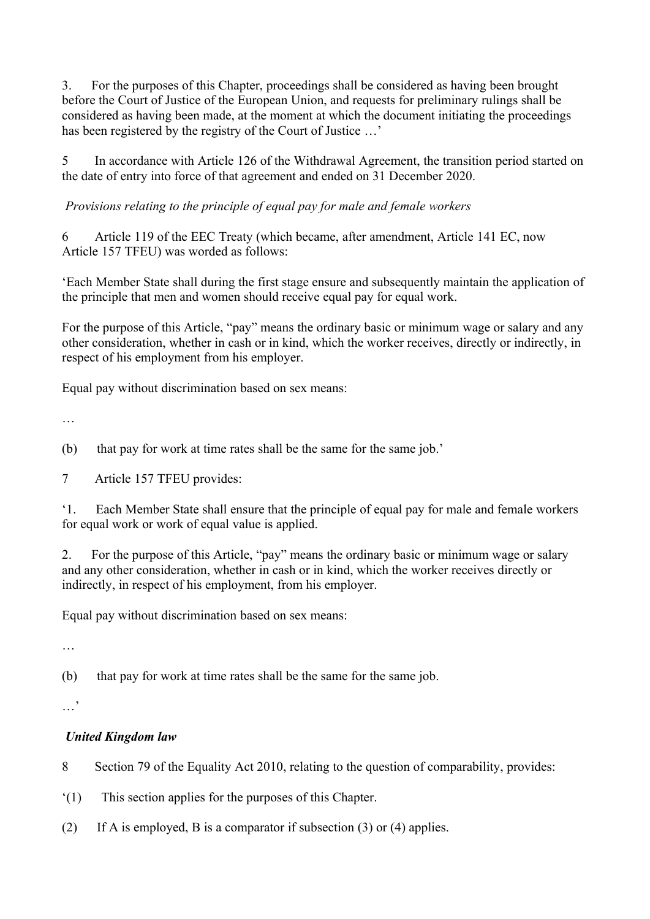3. For the purposes of this Chapter, proceedings shall be considered as having been brought before the Court of Justice of the European Union, and requests for preliminary rulings shall be considered as having been made, at the moment at which the document initiating the proceedings has been registered by the registry of the Court of Justice …'

5 In accordance with Article 126 of the Withdrawal Agreement, the transition period started on the date of entry into force of that agreement and ended on 31 December 2020.

*Provisions relating to the principle of equal pay for male and female workers*

6 Article 119 of the EEC Treaty (which became, after amendment, Article 141 EC, now Article 157 TFEU) was worded as follows:

'Each Member State shall during the first stage ensure and subsequently maintain the application of the principle that men and women should receive equal pay for equal work.

For the purpose of this Article, "pay" means the ordinary basic or minimum wage or salary and any other consideration, whether in cash or in kind, which the worker receives, directly or indirectly, in respect of his employment from his employer.

Equal pay without discrimination based on sex means:

…

(b) that pay for work at time rates shall be the same for the same job.'

7 Article 157 TFEU provides:

'1. Each Member State shall ensure that the principle of equal pay for male and female workers for equal work or work of equal value is applied.

2. For the purpose of this Article, "pay" means the ordinary basic or minimum wage or salary and any other consideration, whether in cash or in kind, which the worker receives directly or indirectly, in respect of his employment, from his employer.

Equal pay without discrimination based on sex means:

…

(b) that pay for work at time rates shall be the same for the same job.

…'

***United Kingdom law***

8 Section 79 of the Equality Act 2010, relating to the question of comparability, provides:

'(1) This section applies for the purposes of this Chapter.

(2) If A is employed, B is a comparator if subsection (3) or (4) applies.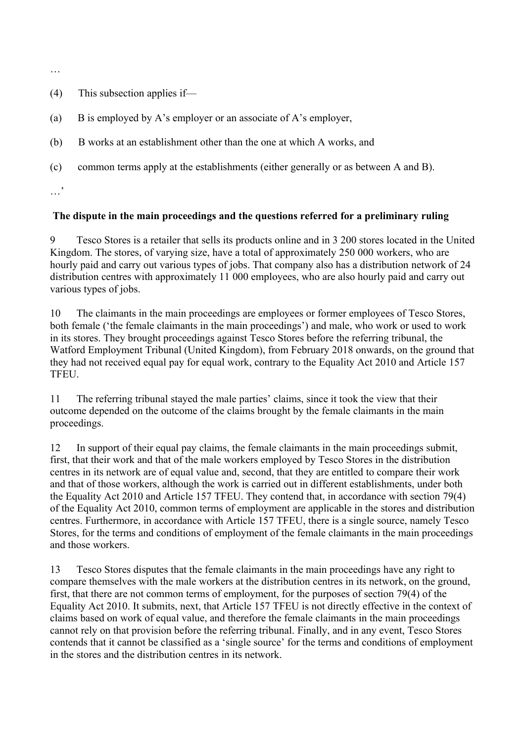…

(4) This subsection applies if—

(a) B is employed by A's employer or an associate of A's employer,

(b) B works at an establishment other than the one at which A works, and

(c) common terms apply at the establishments (either generally or as between A and B).

…'

**The dispute in the main proceedings and the questions referred for a preliminary ruling**

9 Tesco Stores is a retailer that sells its products online and in 3 200 stores located in the United Kingdom. The stores, of varying size, have a total of approximately 250 000 workers, who are hourly paid and carry out various types of jobs. That company also has a distribution network of 24 distribution centres with approximately 11 000 employees, who are also hourly paid and carry out various types of jobs.

10 The claimants in the main proceedings are employees or former employees of Tesco Stores, both female ('the female claimants in the main proceedings') and male, who work or used to work in its stores. They brought proceedings against Tesco Stores before the referring tribunal, the Watford Employment Tribunal (United Kingdom), from February 2018 onwards, on the ground that they had not received equal pay for equal work, contrary to the Equality Act 2010 and Article 157 TFEU.

11 The referring tribunal stayed the male parties' claims, since it took the view that their outcome depended on the outcome of the claims brought by the female claimants in the main proceedings.

12 In support of their equal pay claims, the female claimants in the main proceedings submit, first, that their work and that of the male workers employed by Tesco Stores in the distribution centres in its network are of equal value and, second, that they are entitled to compare their work and that of those workers, although the work is carried out in different establishments, under both the Equality Act 2010 and Article 157 TFEU. They contend that, in accordance with section 79(4) of the Equality Act 2010, common terms of employment are applicable in the stores and distribution centres. Furthermore, in accordance with Article 157 TFEU, there is a single source, namely Tesco Stores, for the terms and conditions of employment of the female claimants in the main proceedings and those workers.

13 Tesco Stores disputes that the female claimants in the main proceedings have any right to compare themselves with the male workers at the distribution centres in its network, on the ground, first, that there are not common terms of employment, for the purposes of section 79(4) of the Equality Act 2010. It submits, next, that Article 157 TFEU is not directly effective in the context of claims based on work of equal value, and therefore the female claimants in the main proceedings cannot rely on that provision before the referring tribunal. Finally, and in any event, Tesco Stores contends that it cannot be classified as a 'single source' for the terms and conditions of employment in the stores and the distribution centres in its network.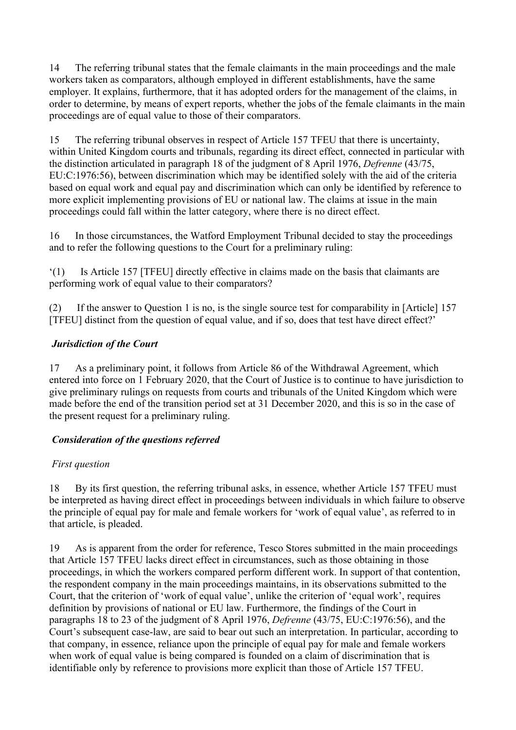14 The referring tribunal states that the female claimants in the main proceedings and the male workers taken as comparators, although employed in different establishments, have the same employer. It explains, furthermore, that it has adopted orders for the management of the claims, in order to determine, by means of expert reports, whether the jobs of the female claimants in the main proceedings are of equal value to those of their comparators.

15 The referring tribunal observes in respect of Article 157 TFEU that there is uncertainty, within United Kingdom courts and tribunals, regarding its direct effect, connected in particular with the distinction articulated in paragraph 18 of the judgment of 8 April 1976, *Defrenne* (43/75, EU:C:1976:56), between discrimination which may be identified solely with the aid of the criteria based on equal work and equal pay and discrimination which can only be identified by reference to more explicit implementing provisions of EU or national law. The claims at issue in the main proceedings could fall within the latter category, where there is no direct effect.

16 In those circumstances, the Watford Employment Tribunal decided to stay the proceedings and to refer the following questions to the Court for a preliminary ruling:

'(1) Is Article 157 [TFEU] directly effective in claims made on the basis that claimants are performing work of equal value to their comparators?

(2) If the answer to Question 1 is no, is the single source test for comparability in [Article] 157 [TFEU] distinct from the question of equal value, and if so, does that test have direct effect?'

### *Jurisdiction of the Court*

17 As a preliminary point, it follows from Article 86 of the Withdrawal Agreement, which entered into force on 1 February 2020, that the Court of Justice is to continue to have jurisdiction to give preliminary rulings on requests from courts and tribunals of the United Kingdom which were made before the end of the transition period set at 31 December 2020, and this is so in the case of the present request for a preliminary ruling.

### *Consideration of the questions referred*

#### *First question*

18 By its first question, the referring tribunal asks, in essence, whether Article 157 TFEU must be interpreted as having direct effect in proceedings between individuals in which failure to observe the principle of equal pay for male and female workers for 'work of equal value', as referred to in that article, is pleaded.

19 As is apparent from the order for reference, Tesco Stores submitted in the main proceedings that Article 157 TFEU lacks direct effect in circumstances, such as those obtaining in those proceedings, in which the workers compared perform different work. In support of that contention, the respondent company in the main proceedings maintains, in its observations submitted to the Court, that the criterion of 'work of equal value', unlike the criterion of 'equal work', requires definition by provisions of national or EU law. Furthermore, the findings of the Court in paragraphs 18 to 23 of the judgment of 8 April 1976, *Defrenne* (43/75, EU:C:1976:56), and the Court's subsequent case-law, are said to bear out such an interpretation. In particular, according to that company, in essence, reliance upon the principle of equal pay for male and female workers when work of equal value is being compared is founded on a claim of discrimination that is identifiable only by reference to provisions more explicit than those of Article 157 TFEU.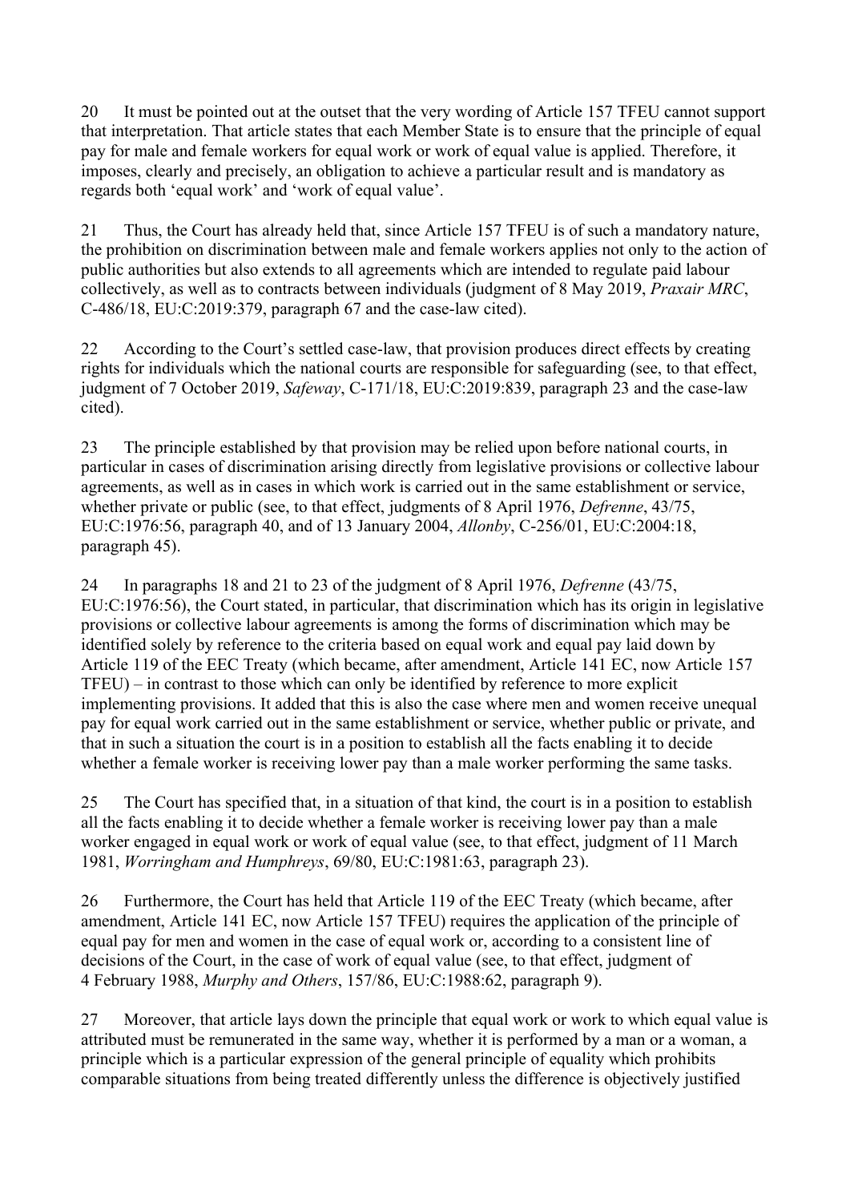20 It must be pointed out at the outset that the very wording of Article 157 TFEU cannot support that interpretation. That article states that each Member State is to ensure that the principle of equal pay for male and female workers for equal work or work of equal value is applied. Therefore, it imposes, clearly and precisely, an obligation to achieve a particular result and is mandatory as regards both 'equal work' and 'work of equal value'.

21 Thus, the Court has already held that, since Article 157 TFEU is of such a mandatory nature, the prohibition on discrimination between male and female workers applies not only to the action of public authorities but also extends to all agreements which are intended to regulate paid labour collectively, as well as to contracts between individuals (judgment of 8 May 2019, *Praxair MRC*, C‑486/18, EU:C:2019:379, paragraph 67 and the case-law cited).

22 According to the Court's settled case-law, that provision produces direct effects by creating rights for individuals which the national courts are responsible for safeguarding (see, to that effect, judgment of 7 October 2019, *Safeway*, C‑171/18, EU:C:2019:839, paragraph 23 and the case-law cited).

23 The principle established by that provision may be relied upon before national courts, in particular in cases of discrimination arising directly from legislative provisions or collective labour agreements, as well as in cases in which work is carried out in the same establishment or service, whether private or public (see, to that effect, judgments of 8 April 1976, *Defrenne*, 43/75, EU:C:1976:56, paragraph 40, and of 13 January 2004, *Allonby*, C‑256/01, EU:C:2004:18, paragraph 45).

24 In paragraphs 18 and 21 to 23 of the judgment of 8 April 1976, *Defrenne* (43/75, EU:C:1976:56), the Court stated, in particular, that discrimination which has its origin in legislative provisions or collective labour agreements is among the forms of discrimination which may be identified solely by reference to the criteria based on equal work and equal pay laid down by Article 119 of the EEC Treaty (which became, after amendment, Article 141 EC, now Article 157 TFEU) – in contrast to those which can only be identified by reference to more explicit implementing provisions. It added that this is also the case where men and women receive unequal pay for equal work carried out in the same establishment or service, whether public or private, and that in such a situation the court is in a position to establish all the facts enabling it to decide whether a female worker is receiving lower pay than a male worker performing the same tasks.

25 The Court has specified that, in a situation of that kind, the court is in a position to establish all the facts enabling it to decide whether a female worker is receiving lower pay than a male worker engaged in equal work or work of equal value (see, to that effect, judgment of 11 March 1981, *Worringham and Humphreys*, 69/80, EU:C:1981:63, paragraph 23).

26 Furthermore, the Court has held that Article 119 of the EEC Treaty (which became, after amendment, Article 141 EC, now Article 157 TFEU) requires the application of the principle of equal pay for men and women in the case of equal work or, according to a consistent line of decisions of the Court, in the case of work of equal value (see, to that effect, judgment of 4 February 1988, *Murphy and Others*, 157/86, EU:C:1988:62, paragraph 9).

27 Moreover, that article lays down the principle that equal work or work to which equal value is attributed must be remunerated in the same way, whether it is performed by a man or a woman, a principle which is a particular expression of the general principle of equality which prohibits comparable situations from being treated differently unless the difference is objectively justified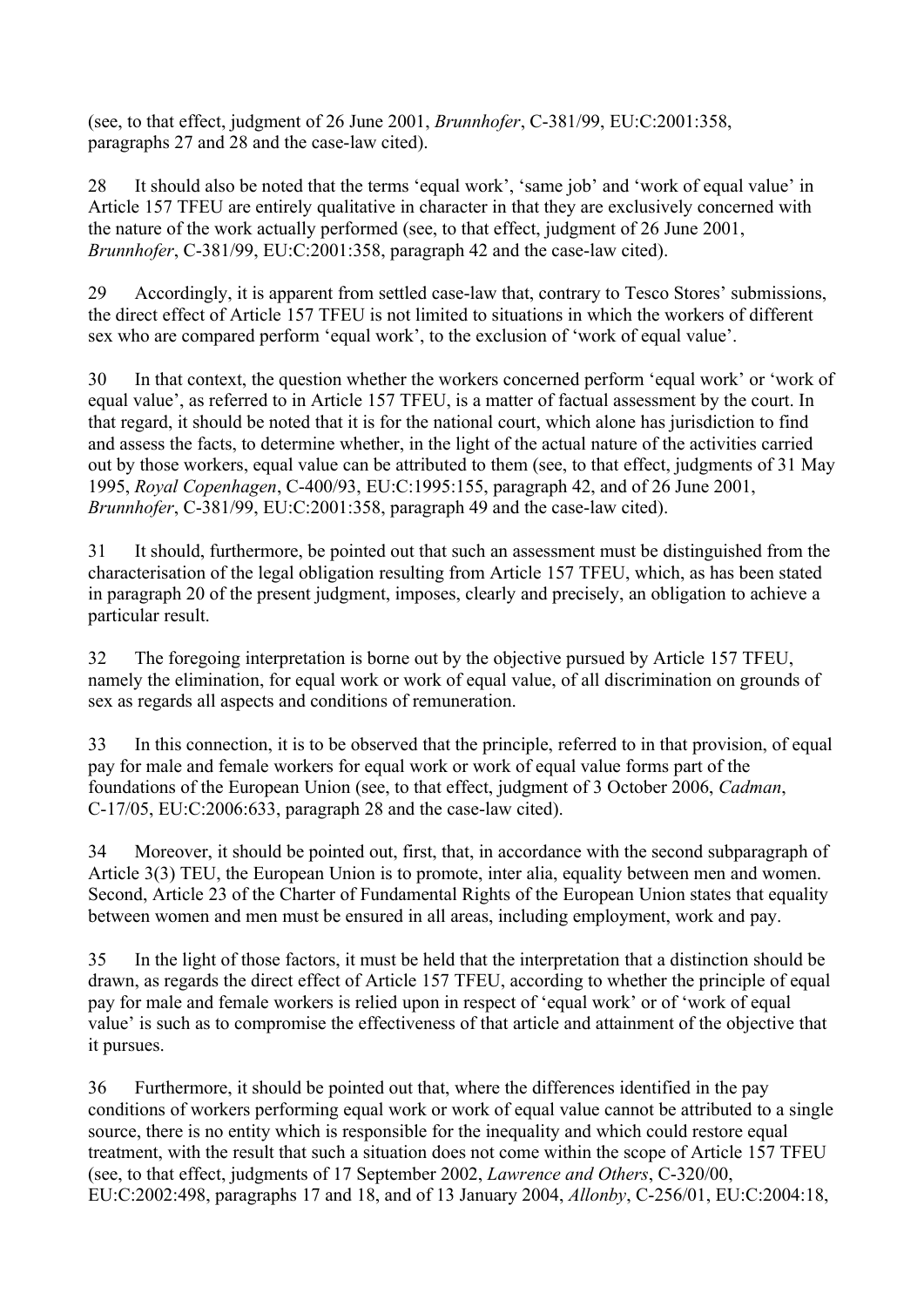(see, to that effect, judgment of 26 June 2001, *Brunnhofer*, C-381/99, EU:C:2001:358, paragraphs 27 and 28 and the case-law cited).

28 It should also be noted that the terms 'equal work', 'same job' and 'work of equal value' in Article 157 TFEU are entirely qualitative in character in that they are exclusively concerned with the nature of the work actually performed (see, to that effect, judgment of 26 June 2001, *Brunnhofer*, C-381/99, EU:C:2001:358, paragraph 42 and the case-law cited).

29 Accordingly, it is apparent from settled case-law that, contrary to Tesco Stores' submissions, the direct effect of Article 157 TFEU is not limited to situations in which the workers of different sex who are compared perform 'equal work', to the exclusion of 'work of equal value'.

30 In that context, the question whether the workers concerned perform 'equal work' or 'work of equal value', as referred to in Article 157 TFEU, is a matter of factual assessment by the court. In that regard, it should be noted that it is for the national court, which alone has jurisdiction to find and assess the facts, to determine whether, in the light of the actual nature of the activities carried out by those workers, equal value can be attributed to them (see, to that effect, judgments of 31 May 1995, *Royal Copenhagen*, C-400/93, EU:C:1995:155, paragraph 42, and of 26 June 2001, *Brunnhofer*, C-381/99, EU:C:2001:358, paragraph 49 and the case-law cited).

31 It should, furthermore, be pointed out that such an assessment must be distinguished from the characterisation of the legal obligation resulting from Article 157 TFEU, which, as has been stated in paragraph 20 of the present judgment, imposes, clearly and precisely, an obligation to achieve a particular result.

32 The foregoing interpretation is borne out by the objective pursued by Article 157 TFEU, namely the elimination, for equal work or work of equal value, of all discrimination on grounds of sex as regards all aspects and conditions of remuneration.

33 In this connection, it is to be observed that the principle, referred to in that provision, of equal pay for male and female workers for equal work or work of equal value forms part of the foundations of the European Union (see, to that effect, judgment of 3 October 2006, *Cadman*, C-17/05, EU:C:2006:633, paragraph 28 and the case-law cited).

34 Moreover, it should be pointed out, first, that, in accordance with the second subparagraph of Article 3(3) TEU, the European Union is to promote, inter alia, equality between men and women. Second, Article 23 of the Charter of Fundamental Rights of the European Union states that equality between women and men must be ensured in all areas, including employment, work and pay.

35 In the light of those factors, it must be held that the interpretation that a distinction should be drawn, as regards the direct effect of Article 157 TFEU, according to whether the principle of equal pay for male and female workers is relied upon in respect of 'equal work' or of 'work of equal value' is such as to compromise the effectiveness of that article and attainment of the objective that it pursues.

36 Furthermore, it should be pointed out that, where the differences identified in the pay conditions of workers performing equal work or work of equal value cannot be attributed to a single source, there is no entity which is responsible for the inequality and which could restore equal treatment, with the result that such a situation does not come within the scope of Article 157 TFEU (see, to that effect, judgments of 17 September 2002, *Lawrence and Others*, C-320/00, EU:C:2002:498, paragraphs 17 and 18, and of 13 January 2004, *Allonby*, C-256/01, EU:C:2004:18,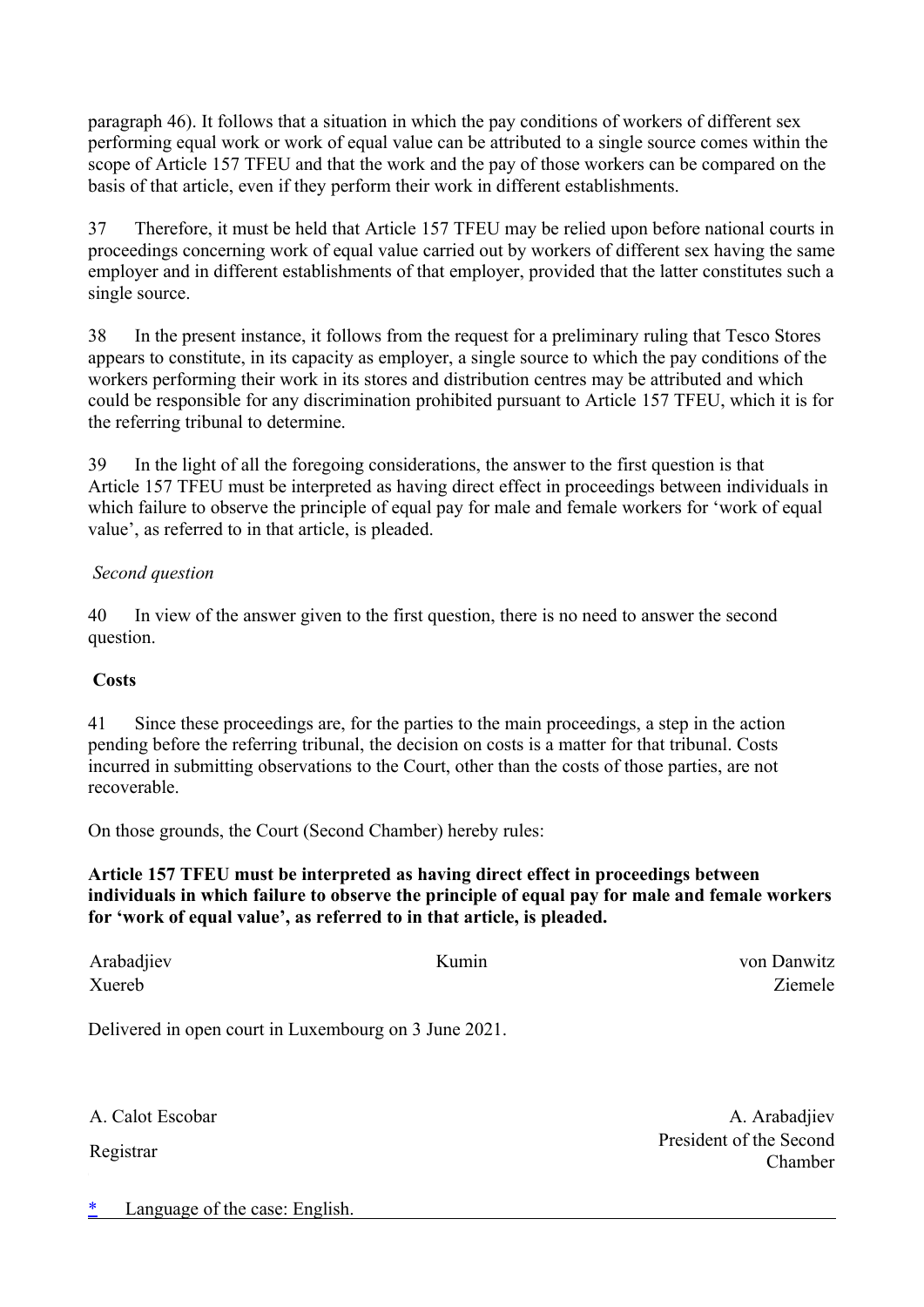paragraph 46). It follows that a situation in which the pay conditions of workers of different sex performing equal work or work of equal value can be attributed to a single source comes within the scope of Article 157 TFEU and that the work and the pay of those workers can be compared on the basis of that article, even if they perform their work in different establishments.

37 Therefore, it must be held that Article 157 TFEU may be relied upon before national courts in proceedings concerning work of equal value carried out by workers of different sex having the same employer and in different establishments of that employer, provided that the latter constitutes such a single source.

38 In the present instance, it follows from the request for a preliminary ruling that Tesco Stores appears to constitute, in its capacity as employer, a single source to which the pay conditions of the workers performing their work in its stores and distribution centres may be attributed and which could be responsible for any discrimination prohibited pursuant to Article 157 TFEU, which it is for the referring tribunal to determine.

39 In the light of all the foregoing considerations, the answer to the first question is that Article 157 TFEU must be interpreted as having direct effect in proceedings between individuals in which failure to observe the principle of equal pay for male and female workers for 'work of equal value', as referred to in that article, is pleaded.

*Second question*

40 In view of the answer given to the first question, there is no need to answer the second question.

**Costs**

41 Since these proceedings are, for the parties to the main proceedings, a step in the action pending before the referring tribunal, the decision on costs is a matter for that tribunal. Costs incurred in submitting observations to the Court, other than the costs of those parties, are not recoverable.

On those grounds, the Court (Second Chamber) hereby rules:

**Article 157 TFEU must be interpreted as having direct effect in proceedings between individuals in which failure to observe the principle of equal pay for male and female workers for 'work of equal value', as referred to in that article, is pleaded.**

| | | |
|---|---|---|
| Arabadjiev | Kumin | von Danwitz |
| Xuereb | | Ziemele |

Delivered in open court in Luxembourg on 3 June 2021.

| | |
|---|---|
| A. Calot Escobar | A. Arabadjiev |
| Registrar | President of the Second Chamber |

\* Language of the case: English.